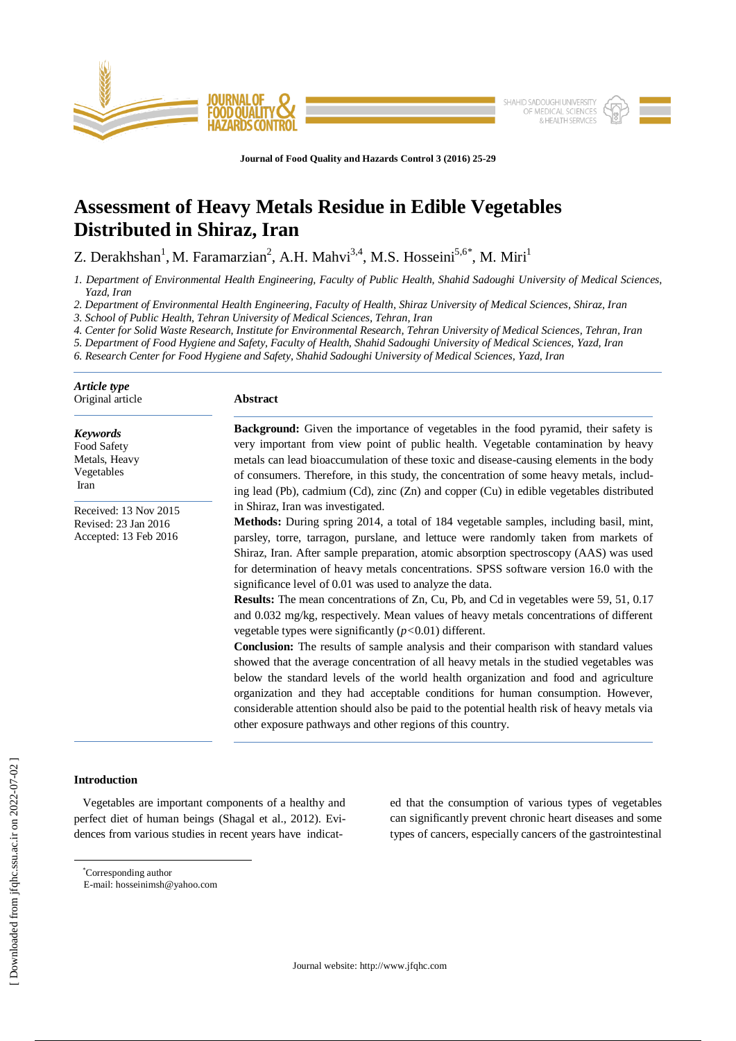# Assessment of Heavy Metals Residue in Edible Vegetables Distributed in Shiraz, Iran

Z. Derakhshan[1], M. Faramarzian[2], A.H. Mahvi[3,4], M.S. Hosseini[5,6*], M. Miri[1]

*1. Department of Environmental Health Engineering, Faculty of Public Health, Shahid Sadoughi University of Medical Sciences, Yazd, Iran*
*2. Department of Environmental Health Engineering, Faculty of Health, Shiraz University of Medical Sciences, Shiraz, Iran*
*3. School of Public Health, Tehran University of Medical Sciences, Tehran, Iran*
*4. Center for Solid Waste Research, Institute for Environmental Research, Tehran University of Medical Sciences, Tehran, Iran*
*5. Department of Food Hygiene and Safety, Faculty of Health, Shahid Sadoughi University of Medical Sciences, Yazd, Iran*
*6. Research Center for Food Hygiene and Safety, Shahid Sadoughi University of Medical Sciences, Yazd, Iran*

***Article type***
Original article

***Keywords***
Food Safety
Metals, Heavy
Vegetables
Iran

Received: 13 Nov 2015
Revised: 23 Jan 2016
Accepted: 13 Feb 2016

**Abstract**

**Background:** Given the importance of vegetables in the food pyramid, their safety is very important from view point of public health. Vegetable contamination by heavy metals can lead bioaccumulation of these toxic and disease-causing elements in the body of consumers. Therefore, in this study, the concentration of some heavy metals, including lead (Pb), cadmium (Cd), zinc (Zn) and copper (Cu) in edible vegetables distributed in Shiraz, Iran was investigated.

**Methods:** During spring 2014, a total of 184 vegetable samples, including basil, mint, parsley, torre, tarragon, purslane, and lettuce were randomly taken from markets of Shiraz, Iran. After sample preparation, atomic absorption spectroscopy (AAS) was used for determination of heavy metals concentrations. SPSS software version 16.0 with the significance level of 0.01 was used to analyze the data.

**Results:** The mean concentrations of Zn, Cu, Pb, and Cd in vegetables were 59, 51, 0.17 and 0.032 mg/kg, respectively. Mean values of heavy metals concentrations of different vegetable types were significantly ($p<0.01$) different.

**Conclusion:** The results of sample analysis and their comparison with standard values showed that the average concentration of all heavy metals in the studied vegetables was below the standard levels of the world health organization and food and agriculture organization and they had acceptable conditions for human consumption. However, considerable attention should also be paid to the potential health risk of heavy metals via other exposure pathways and other regions of this country.

## Introduction

Vegetables are important components of a healthy and perfect diet of human beings (Shagal et al., 2012). Evidences from various studies in recent years have indicated that the consumption of various types of vegetables can significantly prevent chronic heart diseases and some types of cancers, especially cancers of the gastrointestinal

[*]Corresponding author
E-mail: hosseinimsh@yahoo.com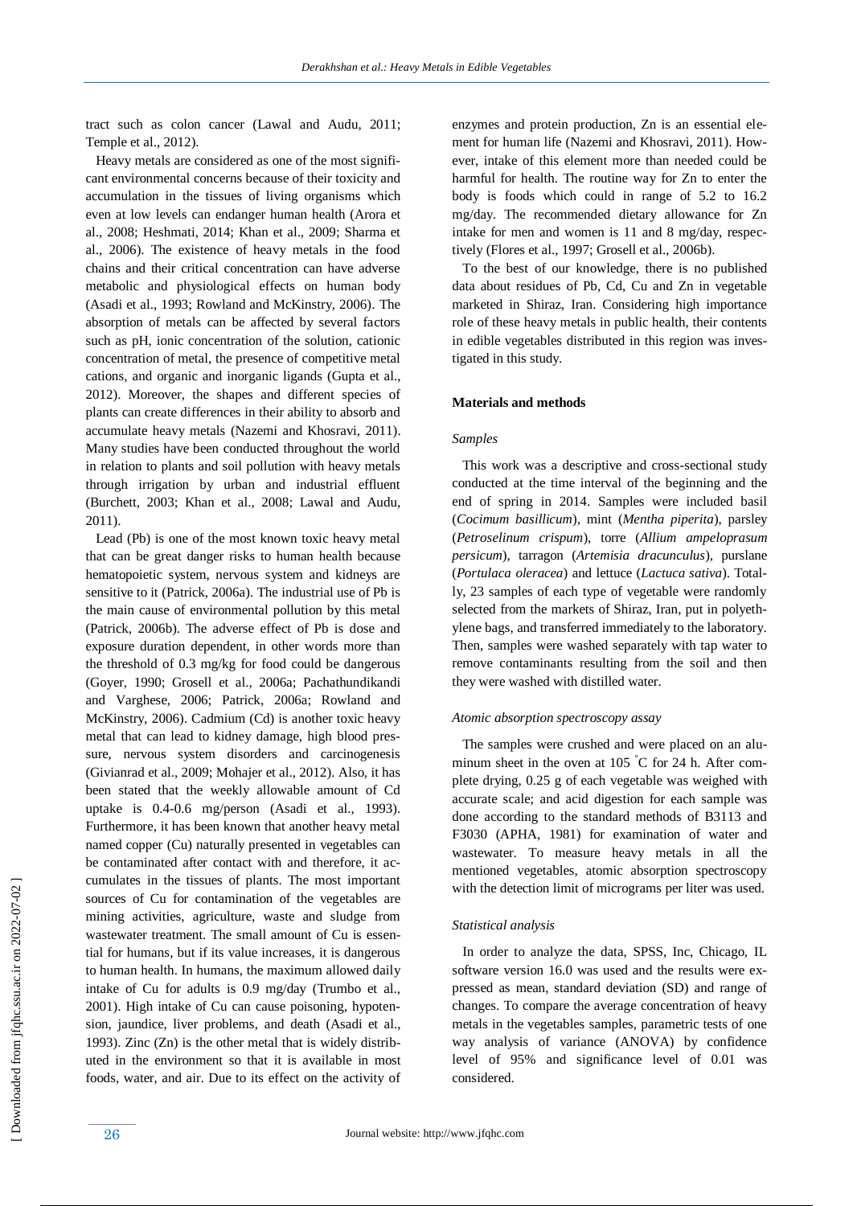tract such as colon cancer (Lawal and Audu, 2011; Temple et al., 2012).

Heavy metals are considered as one of the most significant environmental concerns because of their toxicity and accumulation in the tissues of living organisms which even at low levels can endanger human health (Arora et al., 2008; Heshmati, 2014; Khan et al., 2009; Sharma et al., 2006). The existence of heavy metals in the food chains and their critical concentration can have adverse metabolic and physiological effects on human body (Asadi et al., 1993; Rowland and McKinstry, 2006). The absorption of metals can be affected by several factors such as pH, ionic concentration of the solution, cationic concentration of metal, the presence of competitive metal cations, and organic and inorganic ligands (Gupta et al., 2012). Moreover, the shapes and different species of plants can create differences in their ability to absorb and accumulate heavy metals (Nazemi and Khosravi, 2011). Many studies have been conducted throughout the world in relation to plants and soil pollution with heavy metals through irrigation by urban and industrial effluent (Burchett, 2003; Khan et al., 2008; Lawal and Audu, 2011).

Lead (Pb) is one of the most known toxic heavy metal that can be great danger risks to human health because hematopoietic system, nervous system and kidneys are sensitive to it (Patrick, 2006a). The industrial use of Pb is the main cause of environmental pollution by this metal (Patrick, 2006b). The adverse effect of Pb is dose and exposure duration dependent, in other words more than the threshold of 0.3 mg/kg for food could be dangerous (Goyer, 1990; Grosell et al., 2006a; Pachathundikandi and Varghese, 2006; Patrick, 2006a; Rowland and McKinstry, 2006). Cadmium (Cd) is another toxic heavy metal that can lead to kidney damage, high blood pressure, nervous system disorders and carcinogenesis (Givianrad et al., 2009; Mohajer et al., 2012). Also, it has been stated that the weekly allowable amount of Cd uptake is 0.4-0.6 mg/person (Asadi et al., 1993). Furthermore, it has been known that another heavy metal named copper (Cu) naturally presented in vegetables can be contaminated after contact with and therefore, it accumulates in the tissues of plants. The most important sources of Cu for contamination of the vegetables are mining activities, agriculture, waste and sludge from wastewater treatment. The small amount of Cu is essential for humans, but if its value increases, it is dangerous to human health. In humans, the maximum allowed daily intake of Cu for adults is 0.9 mg/day (Trumbo et al., 2001). High intake of Cu can cause poisoning, hypotension, jaundice, liver problems, and death (Asadi et al., 1993). Zinc (Zn) is the other metal that is widely distributed in the environment so that it is available in most foods, water, and air. Due to its effect on the activity of enzymes and protein production, Zn is an essential element for human life (Nazemi and Khosravi, 2011). However, intake of this element more than needed could be harmful for health. The routine way for Zn to enter the body is foods which could in range of 5.2 to 16.2 mg/day. The recommended dietary allowance for Zn intake for men and women is 11 and 8 mg/day, respectively (Flores et al., 1997; Grosell et al., 2006b).

To the best of our knowledge, there is no published data about residues of Pb, Cd, Cu and Zn in vegetable marketed in Shiraz, Iran. Considering high importance role of these heavy metals in public health, their contents in edible vegetables distributed in this region was investigated in this study.

## Materials and methods

### *Samples*

This work was a descriptive and cross-sectional study conducted at the time interval of the beginning and the end of spring in 2014. Samples were included basil (*Cocimum basillicum*), mint (*Mentha piperita*), parsley (*Petroselinum crispum*), torre (*Allium ampeloprasum persicum*), tarragon (*Artemisia dracunculus*), purslane (*Portulaca oleracea*) and lettuce (*Lactuca sativa*). Totally, 23 samples of each type of vegetable were randomly selected from the markets of Shiraz, Iran, put in polyethylene bags, and transferred immediately to the laboratory. Then, samples were washed separately with tap water to remove contaminants resulting from the soil and then they were washed with distilled water.

### *Atomic absorption spectroscopy assay*

The samples were crushed and were placed on an aluminum sheet in the oven at 105 °C for 24 h. After complete drying, 0.25 g of each vegetable was weighed with accurate scale; and acid digestion for each sample was done according to the standard methods of B3113 and F3030 (APHA, 1981) for examination of water and wastewater. To measure heavy metals in all the mentioned vegetables, atomic absorption spectroscopy with the detection limit of micrograms per liter was used.

### *Statistical analysis*

In order to analyze the data, SPSS, Inc, Chicago, IL software version 16.0 was used and the results were expressed as mean, standard deviation (SD) and range of changes. To compare the average concentration of heavy metals in the vegetables samples, parametric tests of one way analysis of variance (ANOVA) by confidence level of 95% and significance level of 0.01 was considered.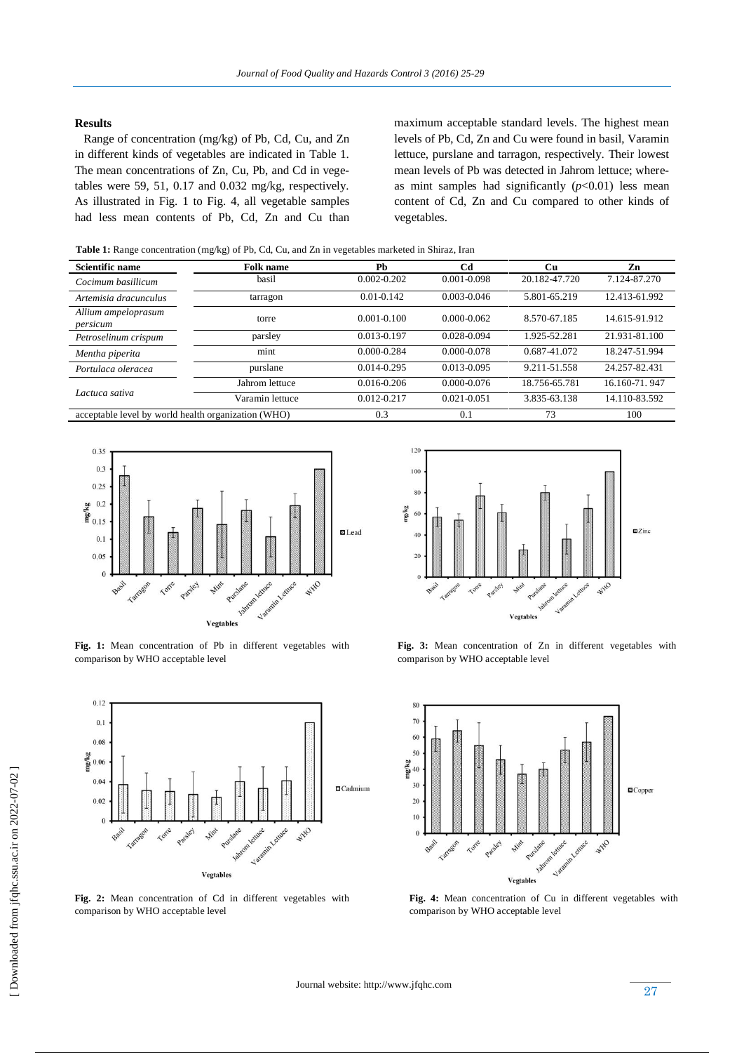## Results

Range of concentration (mg/kg) of Pb, Cd, Cu, and Zn in different kinds of vegetables are indicated in Table 1. The mean concentrations of Zn, Cu, Pb, and Cd in vegetables were 59, 51, 0.17 and 0.032 mg/kg, respectively. As illustrated in Fig. 1 to Fig. 4, all vegetable samples had less mean contents of Pb, Cd, Zn and Cu than maximum acceptable standard levels. The highest mean levels of Pb, Cd, Zn and Cu were found in basil, Varamin lettuce, purslane and tarragon, respectively. Their lowest mean levels of Pb was detected in Jahrom lettuce; whereas mint samples had significantly ($p<0.01$) less mean content of Cd, Zn and Cu compared to other kinds of vegetables.

**Table 1:** Range concentration (mg/kg) of Pb, Cd, Cu, and Zn in vegetables marketed in Shiraz, Iran

| Scientific name | Folk name | Pb | Cd | Cu | Zn |
|---|---|---|---|---|---|
| *Cocimum basillicum* | basil | 0.002-0.202 | 0.001-0.098 | 20.182-47.720 | 7.124-87.270 |
| *Artemisia dracunculus* | tarragon | 0.01-0.142 | 0.003-0.046 | 5.801-65.219 | 12.413-61.992 |
| *Allium ampeloprasum persicum* | torre | 0.001-0.100 | 0.000-0.062 | 8.570-67.185 | 14.615-91.912 |
| *Petroselinum crispum* | parsley | 0.013-0.197 | 0.028-0.094 | 1.925-52.281 | 21.931-81.100 |
| *Mentha piperita* | mint | 0.000-0.284 | 0.000-0.078 | 0.687-41.072 | 18.247-51.994 |
| *Portulaca oleracea* | purslane | 0.014-0.295 | 0.013-0.095 | 9.211-51.558 | 24.257-82.431 |
| *Lactuca sativa* | Jahrom lettuce | 0.016-0.206 | 0.000-0.076 | 18.756-65.781 | 16.160-71. 947 |
| | Varamin lettuce | 0.012-0.217 | 0.021-0.051 | 3.835-63.138 | 14.110-83.592 |
| acceptable level by world health organization (WHO) | | 0.3 | 0.1 | 73 | 100 |

**Fig. 1:** Mean concentration of Pb in different vegetables with comparison by WHO acceptable level

**Fig. 2:** Mean concentration of Cd in different vegetables with comparison by WHO acceptable level

**Fig. 3:** Mean concentration of Zn in different vegetables with comparison by WHO acceptable level

**Fig. 4:** Mean concentration of Cu in different vegetables with comparison by WHO acceptable level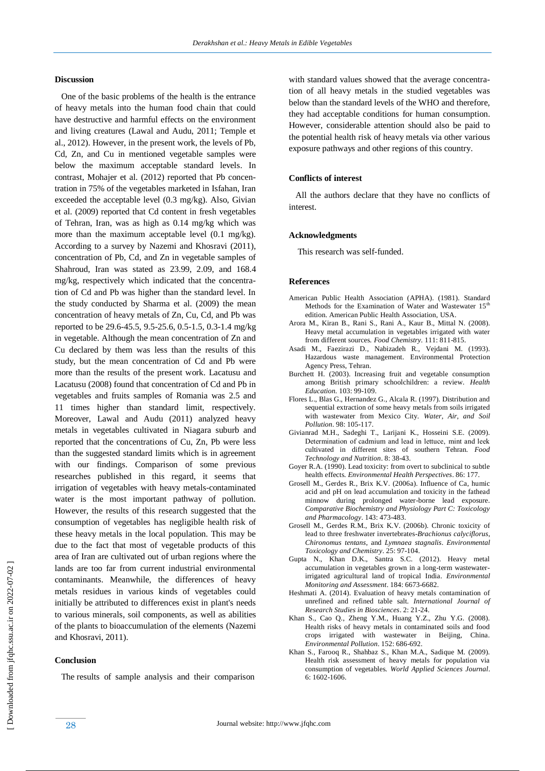## Discussion

One of the basic problems of the health is the entrance of heavy metals into the human food chain that could have destructive and harmful effects on the environment and living creatures (Lawal and Audu, 2011; Temple et al., 2012). However, in the present work, the levels of Pb, Cd, Zn, and Cu in mentioned vegetable samples were below the maximum acceptable standard levels. In contrast, Mohajer et al. (2012) reported that Pb concentration in 75% of the vegetables marketed in Isfahan, Iran exceeded the acceptable level (0.3 mg/kg). Also, Givian et al. (2009) reported that Cd content in fresh vegetables of Tehran, Iran, was as high as 0.14 mg/kg which was more than the maximum acceptable level (0.1 mg/kg). According to a survey by Nazemi and Khosravi (2011), concentration of Pb, Cd, and Zn in vegetable samples of Shahroud, Iran was stated as 23.99, 2.09, and 168.4 mg/kg, respectively which indicated that the concentration of Cd and Pb was higher than the standard level. In the study conducted by Sharma et al. (2009) the mean concentration of heavy metals of Zn, Cu, Cd, and Pb was reported to be 29.6-45.5, 9.5-25.6, 0.5-1.5, 0.3-1.4 mg/kg in vegetable. Although the mean concentration of Zn and Cu declared by them was less than the results of this study, but the mean concentration of Cd and Pb were more than the results of the present work. Lacatusu and Lacatusu (2008) found that concentration of Cd and Pb in vegetables and fruits samples of Romania was 2.5 and 11 times higher than standard limit, respectively. Moreover, Lawal and Audu (2011) analyzed heavy metals in vegetables cultivated in Niagara suburb and reported that the concentrations of Cu, Zn, Pb were less than the suggested standard limits which is in agreement with our findings. Comparison of some previous researches published in this regard, it seems that irrigation of vegetables with heavy metals-contaminated water is the most important pathway of pollution. However, the results of this research suggested that the consumption of vegetables has negligible health risk of these heavy metals in the local population. This may be due to the fact that most of vegetable products of this area of Iran are cultivated out of urban regions where the lands are too far from current industrial environmental contaminants. Meanwhile, the differences of heavy metals residues in various kinds of vegetables could initially be attributed to differences exist in plant's needs to various minerals, soil components, as well as abilities of the plants to bioaccumulation of the elements (Nazemi and Khosravi, 2011).

## Conclusion

The results of sample analysis and their comparison with standard values showed that the average concentration of all heavy metals in the studied vegetables was below than the standard levels of the WHO and therefore, they had acceptable conditions for human consumption. However, considerable attention should also be paid to the potential health risk of heavy metals via other various exposure pathways and other regions of this country.

## Conflicts of interest

All the authors declare that they have no conflicts of interest.

## Acknowledgments

This research was self-funded.

## References

American Public Health Association (APHA). (1981). Standard Methods for the Examination of Water and Wastewater 15th edition. American Public Health Association, USA.

Arora M., Kiran B., Rani S., Rani A., Kaur B., Mittal N. (2008). Heavy metal accumulation in vegetables irrigated with water from different sources. *Food Chemistry*. 111: 811-815.

Asadi M., Faezirazi D., Nabizadeh R., Vejdani M. (1993). Hazardous waste management. Environmental Protection Agency Press, Tehran.

Burchett H. (2003). Increasing fruit and vegetable consumption among British primary schoolchildren: a review. *Health Education*. 103: 99-109.

Flores L., Blas G., Hernandez G., Alcala R. (1997). Distribution and sequential extraction of some heavy metals from soils irrigated with wastewater from Mexico City. *Water, Air, and Soil Pollution*. 98: 105-117.

Givianrad M.H., Sadeghi T., Larijani K., Hosseini S.E. (2009). Determination of cadmium and lead in lettuce, mint and leek cultivated in different sites of southern Tehran. *Food Technology and Nutrition*. 8: 38-43.

Goyer R.A. (1990). Lead toxicity: from overt to subclinical to subtle health effects. *Environmental Health Perspectives*. 86: 177.

Grosell M., Gerdes R., Brix K.V. (2006a). Influence of Ca, humic acid and pH on lead accumulation and toxicity in the fathead minnow during prolonged water-borne lead exposure. *Comparative Biochemistry and Physiology Part C: Toxicology and Pharmacology*. 143: 473-483.

Grosell M., Gerdes R.M., Brix K.V. (2006b). Chronic toxicity of lead to three freshwater invertebrates-*Brachionus calyciflorus*, *Chironomus tentans*, and *Lymnaea stagnalis*. *Environmental Toxicology and Chemistry*. 25: 97-104.

Gupta N., Khan D.K., Santra S.C. (2012). Heavy metal accumulation in vegetables grown in a long-term wastewater-irrigated agricultural land of tropical India. *Environmental Monitoring and Assessment*. 184: 6673-6682.

Heshmati A. (2014). Evaluation of heavy metals contamination of unrefined and refined table salt. *International Journal of Research Studies in Biosciences*. 2: 21-24.

Khan S., Cao Q., Zheng Y.M., Huang Y.Z., Zhu Y.G. (2008). Health risks of heavy metals in contaminated soils and food crops irrigated with wastewater in Beijing, China. *Environmental Pollution*. 152: 686-692.

Khan S., Farooq R., Shahbaz S., Khan M.A., Sadique M. (2009). Health risk assessment of heavy metals for population via consumption of vegetables. *World Applied Sciences Journal*. 6: 1602-1606.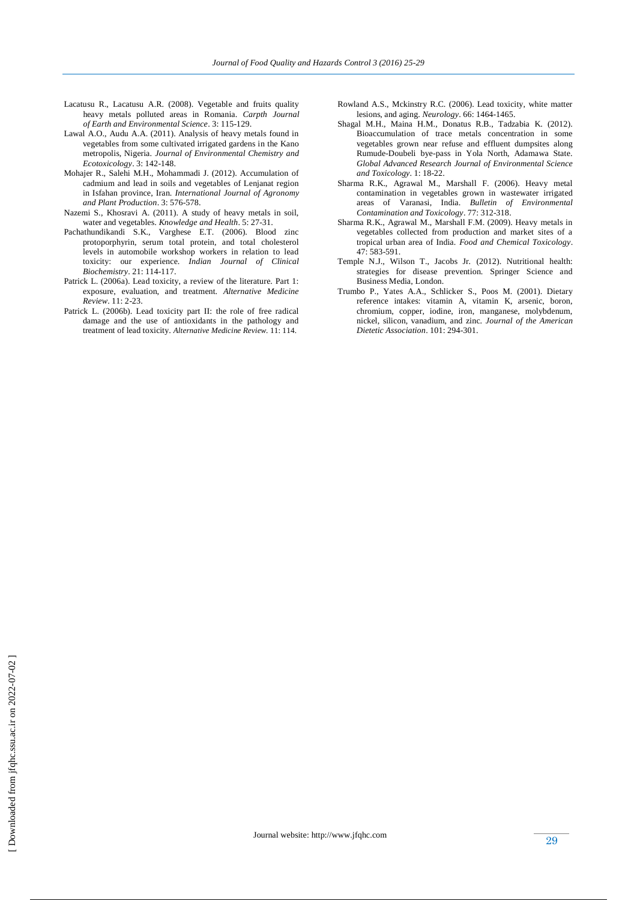Lacatusu R., Lacatusu A.R. (2008). Vegetable and fruits quality heavy metals polluted areas in Romania. *Carpth Journal of Earth and Environmental Science*. 3: 115-129.

Lawal A.O., Audu A.A. (2011). Analysis of heavy metals found in vegetables from some cultivated irrigated gardens in the Kano metropolis, Nigeria. *Journal of Environmental Chemistry and Ecotoxicology*. 3: 142-148.

Mohajer R., Salehi M.H., Mohammadi J. (2012). Accumulation of cadmium and lead in soils and vegetables of Lenjanat region in Isfahan province, Iran. *International Journal of Agronomy and Plant Production*. 3: 576-578.

Nazemi S., Khosravi A. (2011). A study of heavy metals in soil, water and vegetables. *Knowledge and Health*. 5: 27-31.

Pachathundikandi S.K., Varghese E.T. (2006). Blood zinc protoporphyrin, serum total protein, and total cholesterol levels in automobile workshop workers in relation to lead toxicity: our experience. *Indian Journal of Clinical Biochemistry*. 21: 114-117.

Patrick L. (2006a). Lead toxicity, a review of the literature. Part 1: exposure, evaluation, and treatment. *Alternative Medicine Review*. 11: 2-23.

Patrick L. (2006b). Lead toxicity part II: the role of free radical damage and the use of antioxidants in the pathology and treatment of lead toxicity. *Alternative Medicine Review*. 11: 114.

Rowland A.S., Mckinstry R.C. (2006). Lead toxicity, white matter lesions, and aging. *Neurology*. 66: 1464-1465.

Shagal M.H., Maina H.M., Donatus R.B., Tadzabia K. (2012). Bioaccumulation of trace metals concentration in some vegetables grown near refuse and effluent dumpsites along Rumude-Doubeli bye-pass in Yola North, Adamawa State. *Global Advanced Research Journal of Environmental Science and Toxicology*. 1: 18-22.

Sharma R.K., Agrawal M., Marshall F. (2006). Heavy metal contamination in vegetables grown in wastewater irrigated areas of Varanasi, India. *Bulletin of Environmental Contamination and Toxicology*. 77: 312-318.

Sharma R.K., Agrawal M., Marshall F.M. (2009). Heavy metals in vegetables collected from production and market sites of a tropical urban area of India. *Food and Chemical Toxicology*. 47: 583-591.

Temple N.J., Wilson T., Jacobs Jr. (2012). Nutritional health: strategies for disease prevention. Springer Science and Business Media, London.

Trumbo P., Yates A.A., Schlicker S., Poos M. (2001). Dietary reference intakes: vitamin A, vitamin K, arsenic, boron, chromium, copper, iodine, iron, manganese, molybdenum, nickel, silicon, vanadium, and zinc. *Journal of the American Dietetic Association*. 101: 294-301.